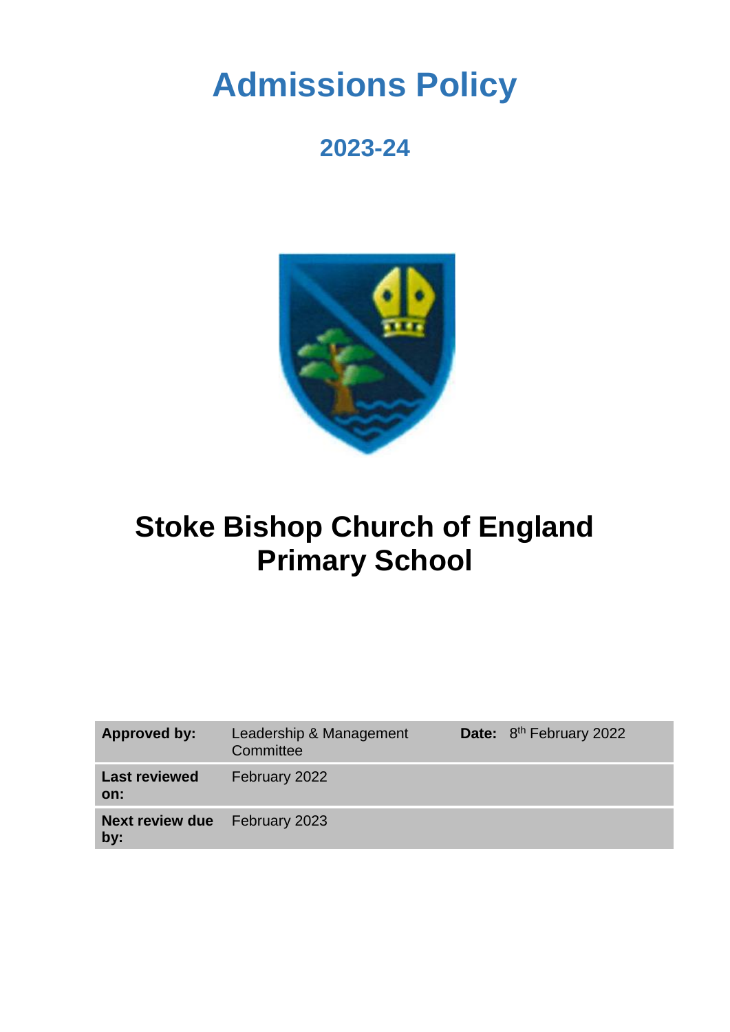# Admissions Policy

## 2023-24

# Stoke Bishop Church of England Primary School

| **Approved by:** | Leadership & Management Committee | **Date:** | 8th February 2022 |
|---|---|---|---|
| **Last reviewed on:** | February 2022 | | |
| **Next review due by:** | February 2023 | | |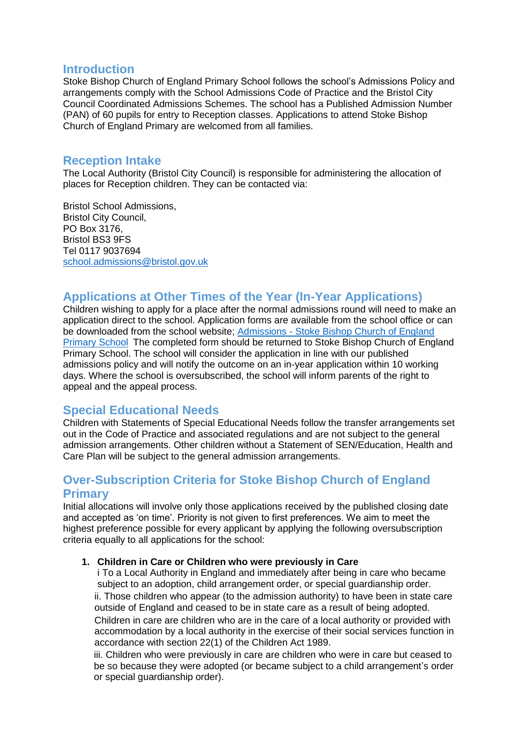## Introduction

Stoke Bishop Church of England Primary School follows the school's Admissions Policy and arrangements comply with the School Admissions Code of Practice and the Bristol City Council Coordinated Admissions Schemes. The school has a Published Admission Number (PAN) of 60 pupils for entry to Reception classes. Applications to attend Stoke Bishop Church of England Primary are welcomed from all families.

## Reception Intake

The Local Authority (Bristol City Council) is responsible for administering the allocation of places for Reception children. They can be contacted via:

Bristol School Admissions,
Bristol City Council,
PO Box 3176,
Bristol BS3 9FS
Tel 0117 9037694
school.admissions@bristol.gov.uk

## Applications at Other Times of the Year (In-Year Applications)

Children wishing to apply for a place after the normal admissions round will need to make an application direct to the school. Application forms are available from the school office or can be downloaded from the school website; Admissions - Stoke Bishop Church of England Primary School The completed form should be returned to Stoke Bishop Church of England Primary School. The school will consider the application in line with our published admissions policy and will notify the outcome on an in-year application within 10 working days. Where the school is oversubscribed, the school will inform parents of the right to appeal and the appeal process.

## Special Educational Needs

Children with Statements of Special Educational Needs follow the transfer arrangements set out in the Code of Practice and associated regulations and are not subject to the general admission arrangements. Other children without a Statement of SEN/Education, Health and Care Plan will be subject to the general admission arrangements.

## Over-Subscription Criteria for Stoke Bishop Church of England Primary

Initial allocations will involve only those applications received by the published closing date and accepted as 'on time'. Priority is not given to first preferences. We aim to meet the highest preference possible for every applicant by applying the following oversubscription criteria equally to all applications for the school:

1. **Children in Care or Children who were previously in Care**

   i To a Local Authority in England and immediately after being in care who became subject to an adoption, child arrangement order, or special guardianship order.

   ii. Those children who appear (to the admission authority) to have been in state care outside of England and ceased to be in state care as a result of being adopted.

   Children in care are children who are in the care of a local authority or provided with accommodation by a local authority in the exercise of their social services function in accordance with section 22(1) of the Children Act 1989.

   iii. Children who were previously in care are children who were in care but ceased to be so because they were adopted (or became subject to a child arrangement's order or special guardianship order).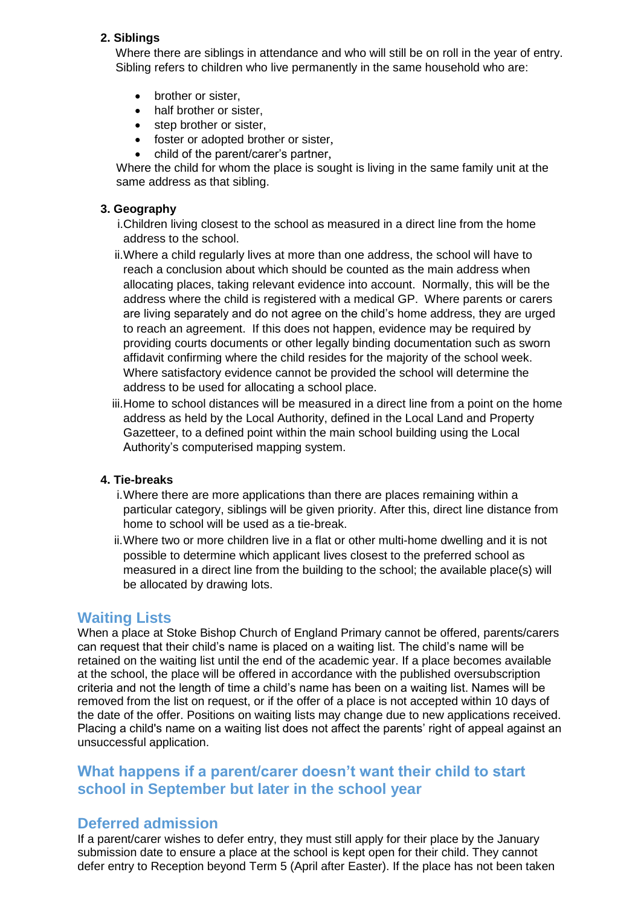**2. Siblings**

Where there are siblings in attendance and who will still be on roll in the year of entry. Sibling refers to children who live permanently in the same household who are:

- brother or sister,
- half brother or sister,
- step brother or sister,
- foster or adopted brother or sister,
- child of the parent/carer's partner,

Where the child for whom the place is sought is living in the same family unit at the same address as that sibling.

**3. Geography**

i. Children living closest to the school as measured in a direct line from the home address to the school.

ii. Where a child regularly lives at more than one address, the school will have to reach a conclusion about which should be counted as the main address when allocating places, taking relevant evidence into account. Normally, this will be the address where the child is registered with a medical GP. Where parents or carers are living separately and do not agree on the child's home address, they are urged to reach an agreement. If this does not happen, evidence may be required by providing courts documents or other legally binding documentation such as sworn affidavit confirming where the child resides for the majority of the school week. Where satisfactory evidence cannot be provided the school will determine the address to be used for allocating a school place.

iii. Home to school distances will be measured in a direct line from a point on the home address as held by the Local Authority, defined in the Local Land and Property Gazetteer, to a defined point within the main school building using the Local Authority's computerised mapping system.

**4. Tie-breaks**

i. Where there are more applications than there are places remaining within a particular category, siblings will be given priority. After this, direct line distance from home to school will be used as a tie-break.

ii. Where two or more children live in a flat or other multi-home dwelling and it is not possible to determine which applicant lives closest to the preferred school as measured in a direct line from the building to the school; the available place(s) will be allocated by drawing lots.

## Waiting Lists

When a place at Stoke Bishop Church of England Primary cannot be offered, parents/carers can request that their child's name is placed on a waiting list. The child's name will be retained on the waiting list until the end of the academic year. If a place becomes available at the school, the place will be offered in accordance with the published oversubscription criteria and not the length of time a child's name has been on a waiting list. Names will be removed from the list on request, or if the offer of a place is not accepted within 10 days of the date of the offer. Positions on waiting lists may change due to new applications received. Placing a child's name on a waiting list does not affect the parents' right of appeal against an unsuccessful application.

## What happens if a parent/carer doesn't want their child to start school in September but later in the school year

## Deferred admission

If a parent/carer wishes to defer entry, they must still apply for their place by the January submission date to ensure a place at the school is kept open for their child. They cannot defer entry to Reception beyond Term 5 (April after Easter). If the place has not been taken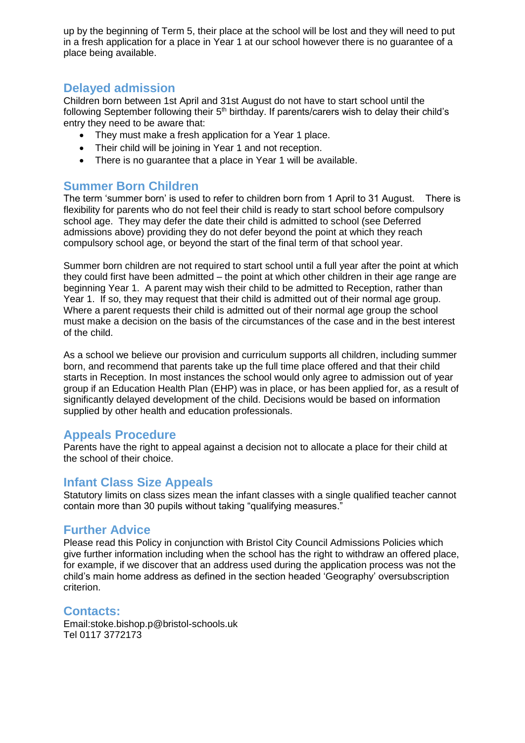up by the beginning of Term 5, their place at the school will be lost and they will need to put in a fresh application for a place in Year 1 at our school however there is no guarantee of a place being available.

## Delayed admission

Children born between 1st April and 31st August do not have to start school until the following September following their 5th birthday. If parents/carers wish to delay their child's entry they need to be aware that:

- They must make a fresh application for a Year 1 place.
- Their child will be joining in Year 1 and not reception.
- There is no guarantee that a place in Year 1 will be available.

## Summer Born Children

The term 'summer born' is used to refer to children born from 1 April to 31 August. There is flexibility for parents who do not feel their child is ready to start school before compulsory school age. They may defer the date their child is admitted to school (see Deferred admissions above) providing they do not defer beyond the point at which they reach compulsory school age, or beyond the start of the final term of that school year.

Summer born children are not required to start school until a full year after the point at which they could first have been admitted – the point at which other children in their age range are beginning Year 1. A parent may wish their child to be admitted to Reception, rather than Year 1. If so, they may request that their child is admitted out of their normal age group. Where a parent requests their child is admitted out of their normal age group the school must make a decision on the basis of the circumstances of the case and in the best interest of the child.

As a school we believe our provision and curriculum supports all children, including summer born, and recommend that parents take up the full time place offered and that their child starts in Reception. In most instances the school would only agree to admission out of year group if an Education Health Plan (EHP) was in place, or has been applied for, as a result of significantly delayed development of the child. Decisions would be based on information supplied by other health and education professionals.

## Appeals Procedure

Parents have the right to appeal against a decision not to allocate a place for their child at the school of their choice.

## Infant Class Size Appeals

Statutory limits on class sizes mean the infant classes with a single qualified teacher cannot contain more than 30 pupils without taking "qualifying measures."

## Further Advice

Please read this Policy in conjunction with Bristol City Council Admissions Policies which give further information including when the school has the right to withdraw an offered place, for example, if we discover that an address used during the application process was not the child's main home address as defined in the section headed 'Geography' oversubscription criterion.

## Contacts:

Email:stoke.bishop.p@bristol-schools.uk
Tel 0117 3772173